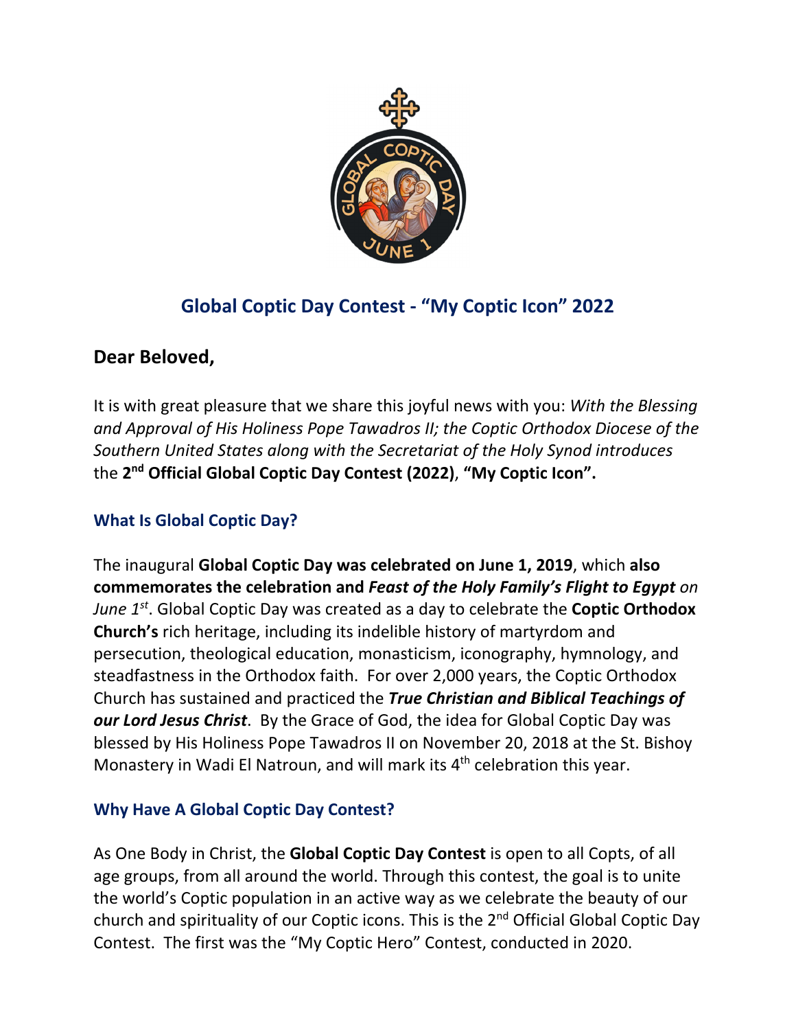# Global Coptic Day Contest - "My Coptic Icon" 2022

## Dear Beloved,

It is with great pleasure that we share this joyful news with you: *With the Blessing and Approval of His Holiness Pope Tawadros II; the Coptic Orthodox Diocese of the Southern United States along with the Secretariat of the Holy Synod introduces* the **2nd Official Global Coptic Day Contest (2022)**, **"My Coptic Icon".**

### What Is Global Coptic Day?

The inaugural **Global Coptic Day was celebrated on June 1, 2019**, which **also commemorates the celebration and** ***Feast of the Holy Family's Flight to Egypt*** *on June 1st*. Global Coptic Day was created as a day to celebrate the **Coptic Orthodox Church's** rich heritage, including its indelible history of martyrdom and persecution, theological education, monasticism, iconography, hymnology, and steadfastness in the Orthodox faith. For over 2,000 years, the Coptic Orthodox Church has sustained and practiced the ***True Christian and Biblical Teachings of our Lord Jesus Christ***. By the Grace of God, the idea for Global Coptic Day was blessed by His Holiness Pope Tawadros II on November 20, 2018 at the St. Bishoy Monastery in Wadi El Natroun, and will mark its 4th celebration this year.

### Why Have A Global Coptic Day Contest?

As One Body in Christ, the **Global Coptic Day Contest** is open to all Copts, of all age groups, from all around the world. Through this contest, the goal is to unite the world's Coptic population in an active way as we celebrate the beauty of our church and spirituality of our Coptic icons. This is the 2nd Official Global Coptic Day Contest. The first was the "My Coptic Hero" Contest, conducted in 2020.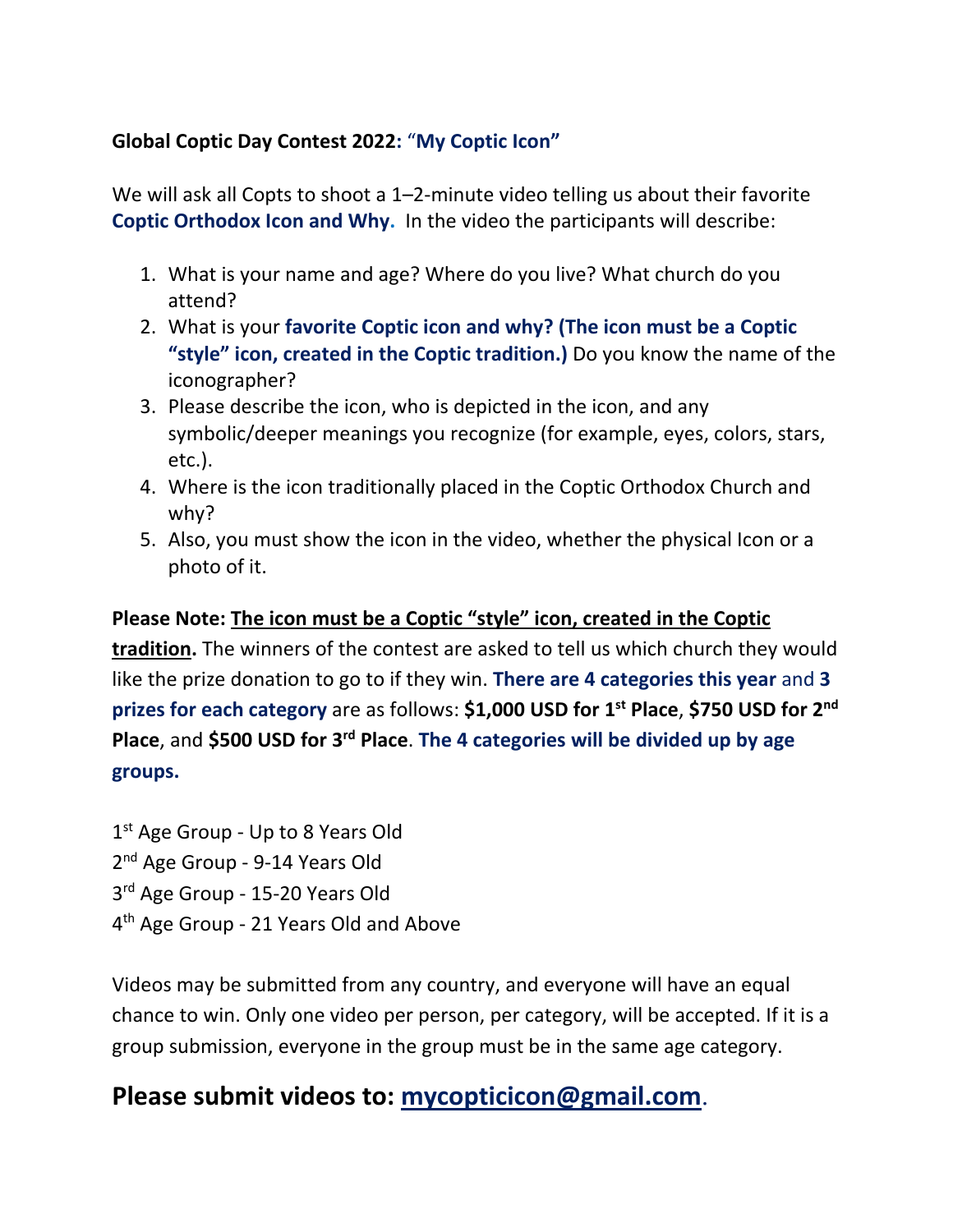**Global Coptic Day Contest 2022:** "**My Coptic Icon"**

We will ask all Copts to shoot a 1–2-minute video telling us about their favorite **Coptic Orthodox Icon and Why.** In the video the participants will describe:

1. What is your name and age? Where do you live? What church do you attend?
2. What is your **favorite Coptic icon and why? (The icon must be a Coptic "style" icon, created in the Coptic tradition.)** Do you know the name of the iconographer?
3. Please describe the icon, who is depicted in the icon, and any symbolic/deeper meanings you recognize (for example, eyes, colors, stars, etc.).
4. Where is the icon traditionally placed in the Coptic Orthodox Church and why?
5. Also, you must show the icon in the video, whether the physical Icon or a photo of it.

**Please Note: <u>The icon must be a Coptic "style" icon, created in the Coptic tradition</u>.** The winners of the contest are asked to tell us which church they would like the prize donation to go to if they win. **There are 4 categories this year** and **3 prizes for each category** are as follows: **\$1,000 USD for 1st Place**, **\$750 USD for 2nd Place**, and **\$500 USD for 3rd Place**. **The 4 categories will be divided up by age groups.**

1st Age Group - Up to 8 Years Old
2nd Age Group - 9-14 Years Old
3rd Age Group - 15-20 Years Old
4th Age Group - 21 Years Old and Above

Videos may be submitted from any country, and everyone will have an equal chance to win. Only one video per person, per category, will be accepted. If it is a group submission, everyone in the group must be in the same age category.

## Please submit videos to: [mycopticicon@gmail.com](mailto:mycopticicon@gmail.com).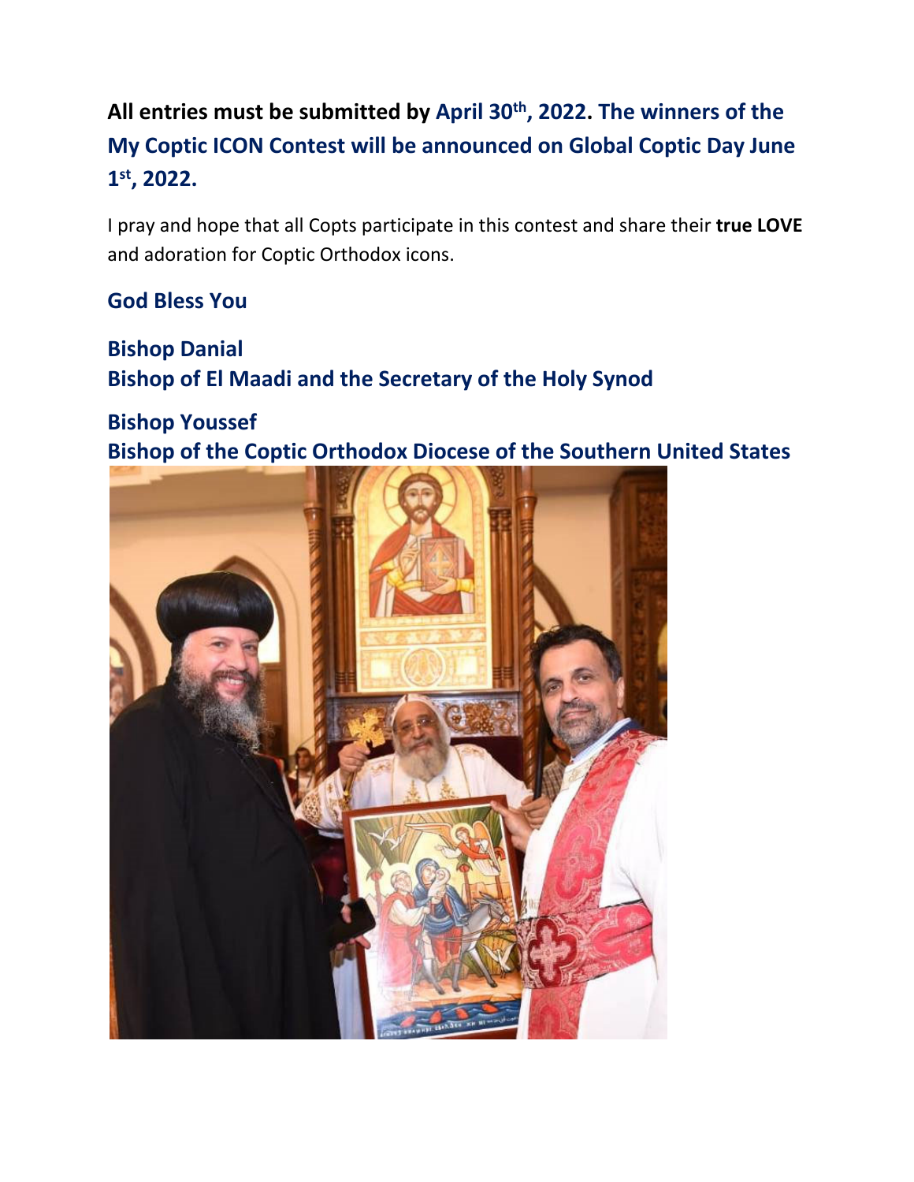**All entries must be submitted by April 30th, 2022. The winners of the My Coptic ICON Contest will be announced on Global Coptic Day June 1st, 2022.**

I pray and hope that all Copts participate in this contest and share their **true LOVE** and adoration for Coptic Orthodox icons.

**God Bless You**

**Bishop Danial**
**Bishop of El Maadi and the Secretary of the Holy Synod**

**Bishop Youssef**
**Bishop of the Coptic Orthodox Diocese of the Southern United States**